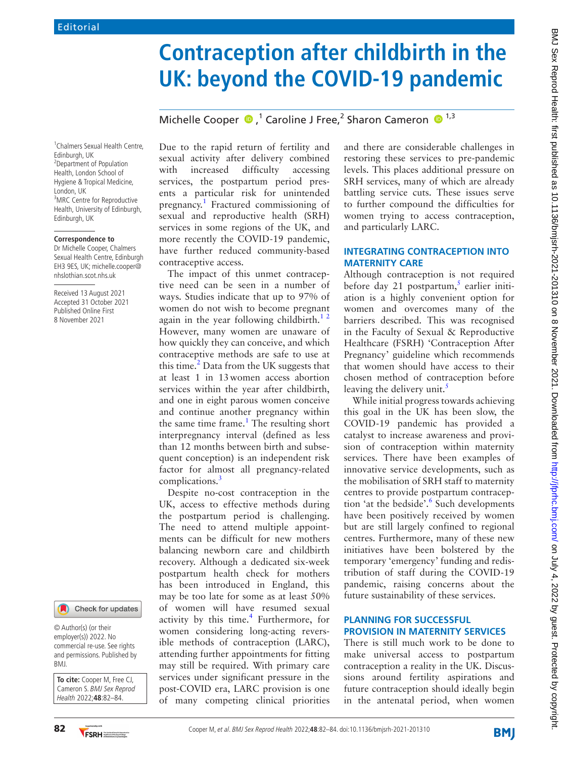Editorial

# Contraception after childbirth in the UK: beyond the COVID-19 pandemic

Michelle Cooper ,[1] Caroline J Free,[2] Sharon Cameron [1,3]

[1]Chalmers Sexual Health Centre, Edinburgh, UK
[2]Department of Population Health, London School of Hygiene & Tropical Medicine, London, UK
[3]MRC Centre for Reproductive Health, University of Edinburgh, Edinburgh, UK

**Correspondence to**
Dr Michelle Cooper, Chalmers Sexual Health Centre, Edinburgh EH3 9ES, UK; michelle.cooper@nhslothian.scot.nhs.uk

Received 13 August 2021
Accepted 31 October 2021
Published Online First 8 November 2021

© Author(s) (or their employer(s)) 2022. No commercial re-use. See rights and permissions. Published by BMJ.

**To cite:** Cooper M, Free CJ, Cameron S. *BMJ Sex Reprod Health* 2022;**48**:82–84.

Due to the rapid return of fertility and sexual activity after delivery combined with increased difficulty accessing services, the postpartum period presents a particular risk for unintended pregnancy.[1] Fractured commissioning of sexual and reproductive health (SRH) services in some regions of the UK, and more recently the COVID-19 pandemic, have further reduced community-based contraceptive access.

The impact of this unmet contraceptive need can be seen in a number of ways. Studies indicate that up to 97% of women do not wish to become pregnant again in the year following childbirth.[1,2] However, many women are unaware of how quickly they can conceive, and which contraceptive methods are safe to use at this time.[2] Data from the UK suggests that at least 1 in 13 women access abortion services within the year after childbirth, and one in eight parous women conceive and continue another pregnancy within the same time frame.[1] The resulting short interpregnancy interval (defined as less than 12 months between birth and subsequent conception) is an independent risk factor for almost all pregnancy-related complications.[3]

Despite no-cost contraception in the UK, access to effective methods during the postpartum period is challenging. The need to attend multiple appointments can be difficult for new mothers balancing newborn care and childbirth recovery. Although a dedicated six-week postpartum health check for mothers has been introduced in England, this may be too late for some as at least 50% of women will have resumed sexual activity by this time.[4] Furthermore, for women considering long-acting reversible methods of contraception (LARC), attending further appointments for fitting may still be required. With primary care services under significant pressure in the post-COVID era, LARC provision is one of many competing clinical priorities and there are considerable challenges in restoring these services to pre-pandemic levels. This places additional pressure on SRH services, many of which are already battling service cuts. These issues serve to further compound the difficulties for women trying to access contraception, and particularly LARC.

## INTEGRATING CONTRACEPTION INTO MATERNITY CARE

Although contraception is not required before day 21 postpartum,[5] earlier initiation is a highly convenient option for women and overcomes many of the barriers described. This was recognised in the Faculty of Sexual & Reproductive Healthcare (FSRH) 'Contraception After Pregnancy' guideline which recommends that women should have access to their chosen method of contraception before leaving the delivery unit.[5]

While initial progress towards achieving this goal in the UK has been slow, the COVID-19 pandemic has provided a catalyst to increase awareness and provision of contraception within maternity services. There have been examples of innovative service developments, such as the mobilisation of SRH staff to maternity centres to provide postpartum contraception 'at the bedside'.[6] Such developments have been positively received by women but are still largely confined to regional centres. Furthermore, many of these new initiatives have been bolstered by the temporary 'emergency' funding and redistribution of staff during the COVID-19 pandemic, raising concerns about the future sustainability of these services.

## PLANNING FOR SUCCESSFUL PROVISION IN MATERNITY SERVICES

There is still much work to be done to make universal access to postpartum contraception a reality in the UK. Discussions around fertility aspirations and future contraception should ideally begin in the antenatal period, when women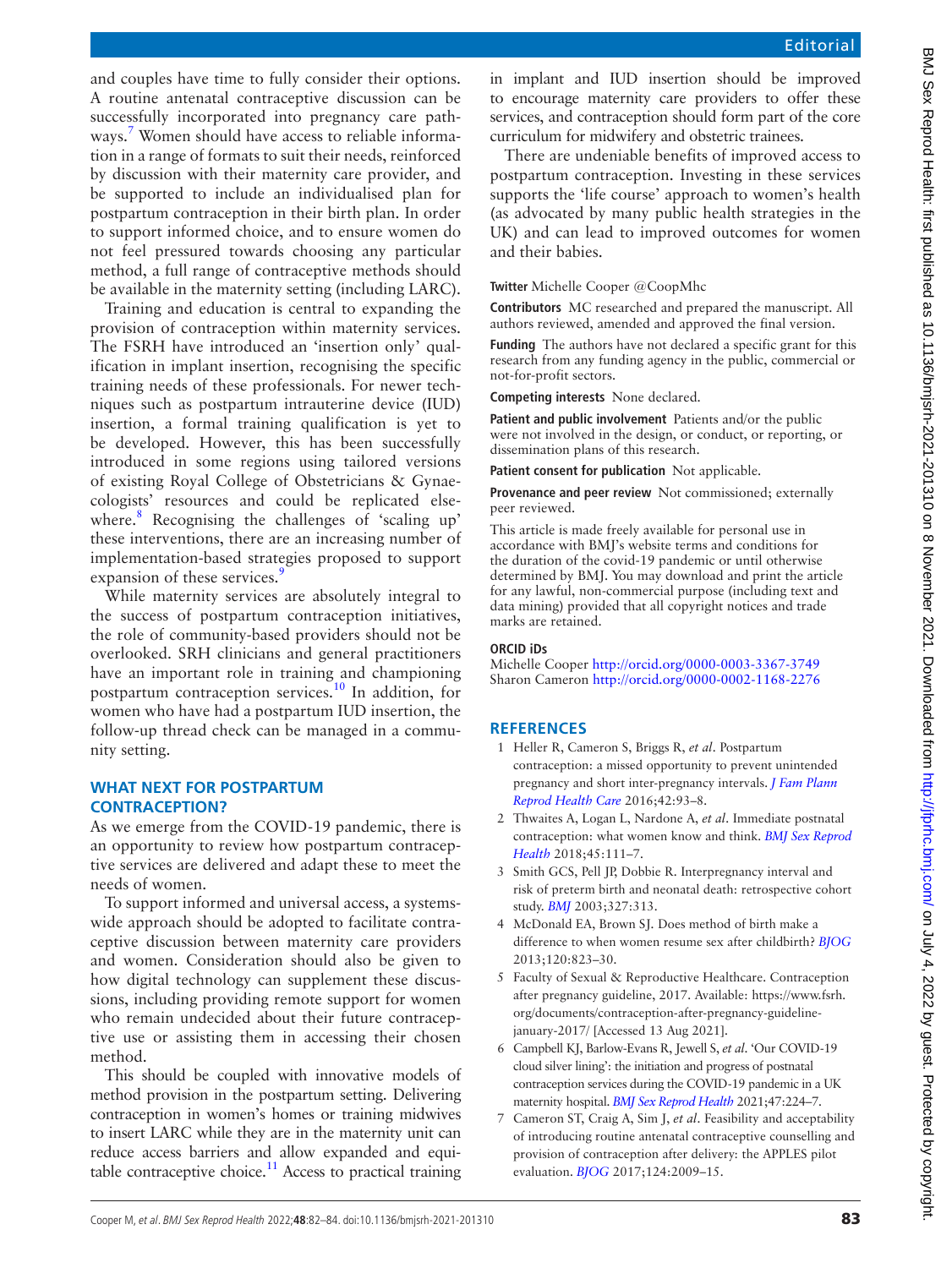and couples have time to fully consider their options. A routine antenatal contraceptive discussion can be successfully incorporated into pregnancy care pathways.[7] Women should have access to reliable information in a range of formats to suit their needs, reinforced by discussion with their maternity care provider, and be supported to include an individualised plan for postpartum contraception in their birth plan. In order to support informed choice, and to ensure women do not feel pressured towards choosing any particular method, a full range of contraceptive methods should be available in the maternity setting (including LARC).

Training and education is central to expanding the provision of contraception within maternity services. The FSRH have introduced an 'insertion only' qualification in implant insertion, recognising the specific training needs of these professionals. For newer techniques such as postpartum intrauterine device (IUD) insertion, a formal training qualification is yet to be developed. However, this has been successfully introduced in some regions using tailored versions of existing Royal College of Obstetricians & Gynaecologists' resources and could be replicated elsewhere.[8] Recognising the challenges of 'scaling up' these interventions, there are an increasing number of implementation-based strategies proposed to support expansion of these services.[9]

While maternity services are absolutely integral to the success of postpartum contraception initiatives, the role of community-based providers should not be overlooked. SRH clinicians and general practitioners have an important role in training and championing postpartum contraception services.[10] In addition, for women who have had a postpartum IUD insertion, the follow-up thread check can be managed in a community setting.

## WHAT NEXT FOR POSTPARTUM CONTRACEPTION?

As we emerge from the COVID-19 pandemic, there is an opportunity to review how postpartum contraceptive services are delivered and adapt these to meet the needs of women.

To support informed and universal access, a systems-wide approach should be adopted to facilitate contraceptive discussion between maternity care providers and women. Consideration should also be given to how digital technology can supplement these discussions, including providing remote support for women who remain undecided about their future contraceptive use or assisting them in accessing their chosen method.

This should be coupled with innovative models of method provision in the postpartum setting. Delivering contraception in women's homes or training midwives to insert LARC while they are in the maternity unit can reduce access barriers and allow expanded and equitable contraceptive choice.[11] Access to practical training in implant and IUD insertion should be improved to encourage maternity care providers to offer these services, and contraception should form part of the core curriculum for midwifery and obstetric trainees.

There are undeniable benefits of improved access to postpartum contraception. Investing in these services supports the 'life course' approach to women's health (as advocated by many public health strategies in the UK) and can lead to improved outcomes for women and their babies.

**Twitter** Michelle Cooper @CoopMhc

**Contributors** MC researched and prepared the manuscript. All authors reviewed, amended and approved the final version.

**Funding** The authors have not declared a specific grant for this research from any funding agency in the public, commercial or not-for-profit sectors.

**Competing interests** None declared.

**Patient and public involvement** Patients and/or the public were not involved in the design, or conduct, or reporting, or dissemination plans of this research.

**Patient consent for publication** Not applicable.

**Provenance and peer review** Not commissioned; externally peer reviewed.

This article is made freely available for personal use in accordance with BMJ's website terms and conditions for the duration of the covid-19 pandemic or until otherwise determined by BMJ. You may download and print the article for any lawful, non-commercial purpose (including text and data mining) provided that all copyright notices and trade marks are retained.

**ORCID iDs**

Michelle Cooper http://orcid.org/0000-0003-3367-3749
Sharon Cameron http://orcid.org/0000-0002-1168-2276

## REFERENCES

1. Heller R, Cameron S, Briggs R, *et al*. Postpartum contraception: a missed opportunity to prevent unintended pregnancy and short inter-pregnancy intervals. *J Fam Plann Reprod Health Care* 2016;42:93–8.
2. Thwaites A, Logan L, Nardone A, *et al*. Immediate postnatal contraception: what women know and think. *BMJ Sex Reprod Health* 2018;45:111–7.
3. Smith GCS, Pell JP, Dobbie R. Interpregnancy interval and risk of preterm birth and neonatal death: retrospective cohort study. *BMJ* 2003;327:313.
4. McDonald EA, Brown SJ. Does method of birth make a difference to when women resume sex after childbirth? *BJOG* 2013;120:823–30.
5. Faculty of Sexual & Reproductive Healthcare. Contraception after pregnancy guideline, 2017. Available: https://www.fsrh.org/documents/contraception-after-pregnancy-guideline-january-2017/ [Accessed 13 Aug 2021].
6. Campbell KJ, Barlow-Evans R, Jewell S, *et al*. 'Our COVID-19 cloud silver lining': the initiation and progress of postnatal contraception services during the COVID-19 pandemic in a UK maternity hospital. *BMJ Sex Reprod Health* 2021;47:224–7.
7. Cameron ST, Craig A, Sim J, *et al*. Feasibility and acceptability of introducing routine antenatal contraceptive counselling and provision of contraception after delivery: the APPLES pilot evaluation. *BJOG* 2017;124:2009–15.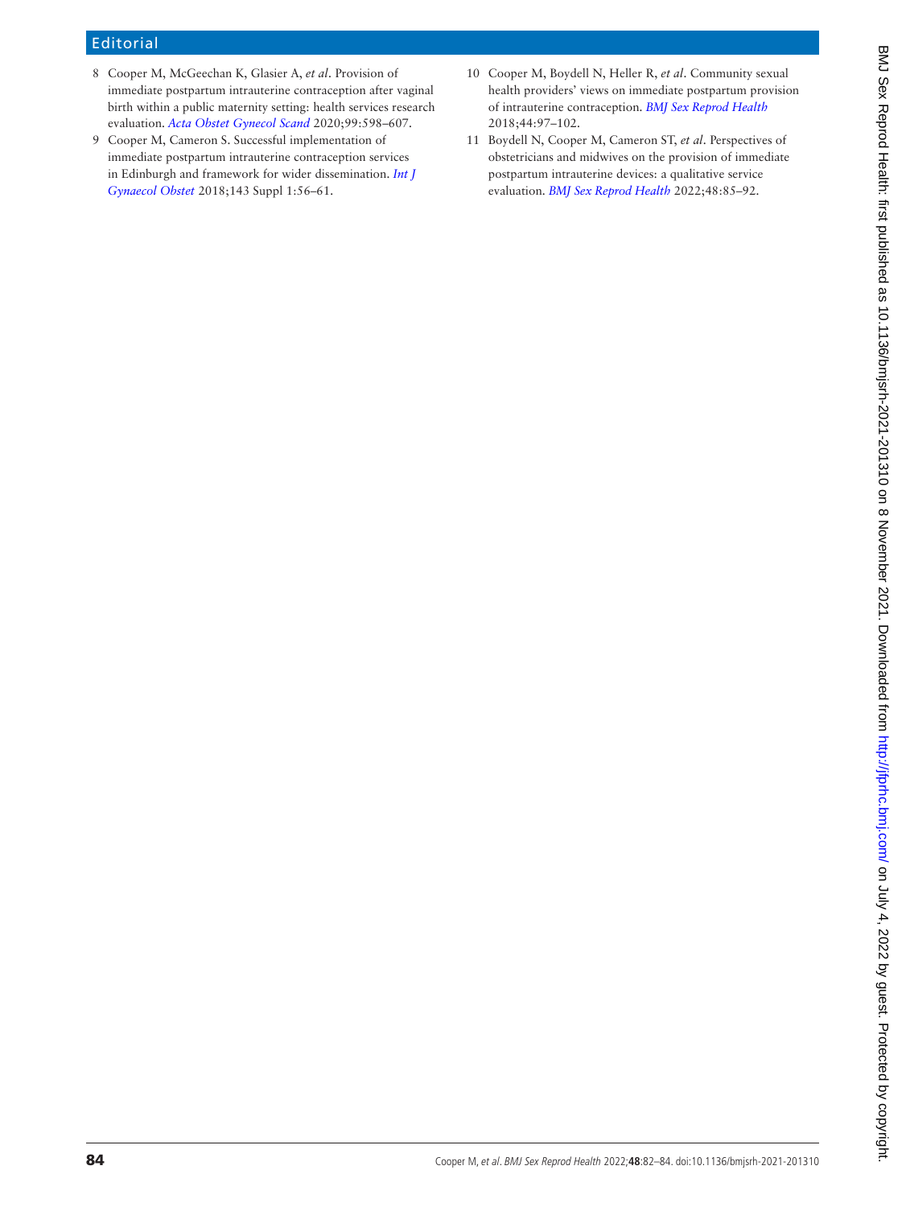8. Cooper M, McGeechan K, Glasier A, *et al*. Provision of immediate postpartum intrauterine contraception after vaginal birth within a public maternity setting: health services research evaluation. *Acta Obstet Gynecol Scand* 2020;99:598–607.
9. Cooper M, Cameron S. Successful implementation of immediate postpartum intrauterine contraception services in Edinburgh and framework for wider dissemination. *Int J Gynaecol Obstet* 2018;143 Suppl 1:56–61.
10. Cooper M, Boydell N, Heller R, *et al*. Community sexual health providers' views on immediate postpartum provision of intrauterine contraception. *BMJ Sex Reprod Health* 2018;44:97–102.
11. Boydell N, Cooper M, Cameron ST, *et al*. Perspectives of obstetricians and midwives on the provision of immediate postpartum intrauterine devices: a qualitative service evaluation. *BMJ Sex Reprod Health* 2022;48:85–92.